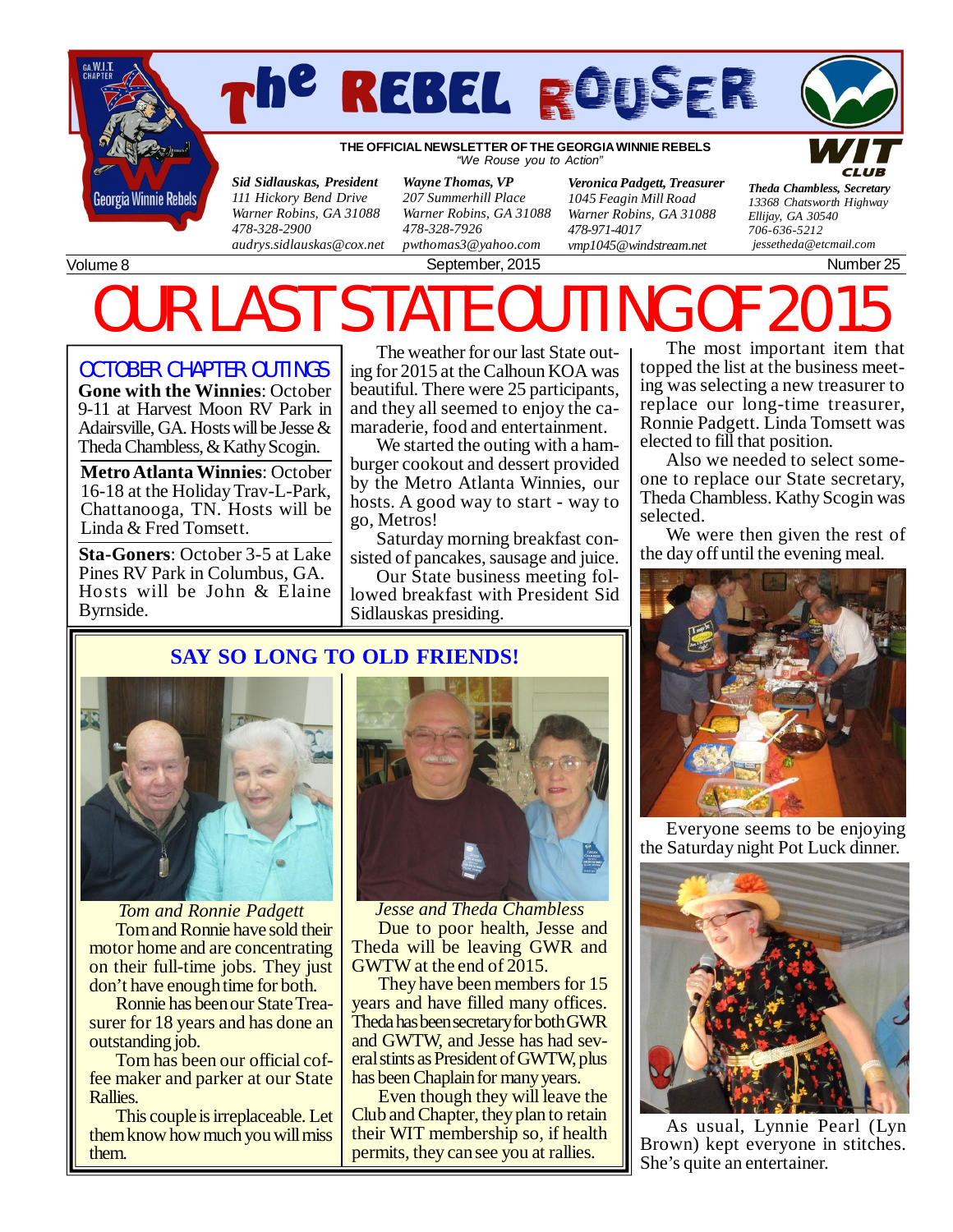# The REBEL ROUSER

**THE OFFICIAL NEWSLETTER OF THE GEORGIA WINNIE REBELS**
*"We Rouse you to Action"*

GA W.I.T. CHAPTER — Georgia Winnie Rebels — WIT CLUB

| | | | |
|---|---|---|---|
| ***Sid Sidlauskas, President*** | ***Wayne Thomas, VP*** | ***Veronica Padgett, Treasurer*** | ***Theda Chambless, Secretary*** |
| *111 Hickory Bend Drive* | *207 Summerhill Place* | *1045 Feagin Mill Road* | *13368 Chatsworth Highway* |
| *Warner Robins, GA 31088* | *Warner Robins, GA 31088* | *Warner Robins, GA 31088* | *Ellijay, GA 30540* |
| *478-328-2900* | *478-328-7926* | *478-971-4017* | *706-636-5212* |
| *audrys.sidlauskas@cox.net* | *pwthomas3@yahoo.com* | *vmp1045@windstream.net* | *jessetheda@etcmail.com* |

Volume 8 — September, 2015 — Number 25

# OUR LAST STATE OUTING OF 2015

## OCTOBER CHAPTER OUTINGS

**Gone with the Winnies**: October 9-11 at Harvest Moon RV Park in Adairsville, GA. Hosts will be Jesse & Theda Chambless, & Kathy Scogin.

**Metro Atlanta Winnies**: October 16-18 at the Holiday Trav-L-Park, Chattanooga, TN. Hosts will be Linda & Fred Tomsett.

**Sta-Goners**: October 3-5 at Lake Pines RV Park in Columbus, GA. Hosts will be John & Elaine Byrnside.

The weather for our last State outing for 2015 at the Calhoun KOA was beautiful. There were 25 participants, and they all seemed to enjoy the camaraderie, food and entertainment.

We started the outing with a hamburger cookout and dessert provided by the Metro Atlanta Winnies, our hosts. A good way to start - way to go, Metros!

Saturday morning breakfast consisted of pancakes, sausage and juice.

Our State business meeting followed breakfast with President Sid Sidlauskas presiding.

The most important item that topped the list at the business meeting was selecting a new treasurer to replace our long-time treasurer, Ronnie Padgett. Linda Tomsett was elected to fill that position.

Also we needed to select someone to replace our State secretary, Theda Chambless. Kathy Scogin was selected.

We were then given the rest of the day off until the evening meal.

Everyone seems to be enjoying the Saturday night Pot Luck dinner.

As usual, Lynnie Pearl (Lyn Brown) kept everyone in stitches. She's quite an entertainer.

## SAY SO LONG TO OLD FRIENDS!

*Tom and Ronnie Padgett*

Tom and Ronnie have sold their motor home and are concentrating on their full-time jobs. They just don't have enough time for both.

Ronnie has been our State Treasurer for 18 years and has done an outstanding job.

Tom has been our official coffee maker and parker at our State Rallies.

This couple is irreplaceable. Let them know how much you will miss them.

*Jesse and Theda Chambless*

Due to poor health, Jesse and Theda will be leaving GWR and GWTW at the end of 2015.

They have been members for 15 years and have filled many offices. Theda has been secretary for both GWR and GWTW, and Jesse has had several stints as President of GWTW, plus has been Chaplain for many years.

Even though they will leave the Club and Chapter, they plan to retain their WIT membership so, if health permits, they can see you at rallies.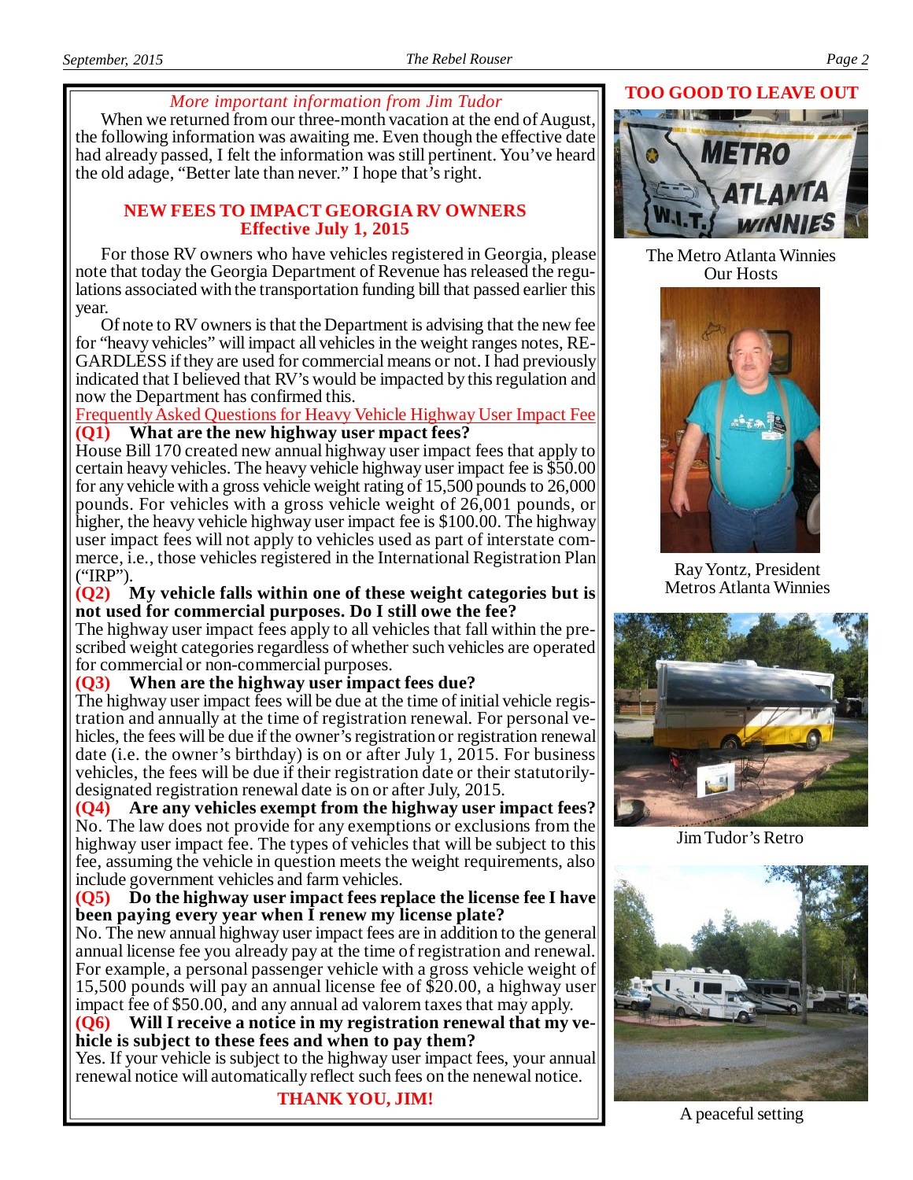*More important information from Jim Tudor*

When we returned from our three-month vacation at the end of August, the following information was awaiting me. Even though the effective date had already passed, I felt the information was still pertinent. You've heard the old adage, "Better late than never." I hope that's right.

## NEW FEES TO IMPACT GEORGIA RV OWNERS
## Effective July 1, 2015

For those RV owners who have vehicles registered in Georgia, please note that today the Georgia Department of Revenue has released the regulations associated with the transportation funding bill that passed earlier this year.

Of note to RV owners is that the Department is advising that the new fee for "heavy vehicles" will impact all vehicles in the weight ranges notes, REGARDLESS if they are used for commercial means or not. I had previously indicated that I believed that RV's would be impacted by this regulation and now the Department has confirmed this.

Frequently Asked Questions for Heavy Vehicle Highway User Impact Fee

**(Q1) What are the new highway user mpact fees?**
House Bill 170 created new annual highway user impact fees that apply to certain heavy vehicles. The heavy vehicle highway user impact fee is $50.00 for any vehicle with a gross vehicle weight rating of 15,500 pounds to 26,000 pounds. For vehicles with a gross vehicle weight of 26,001 pounds, or higher, the heavy vehicle highway user impact fee is $100.00. The highway user impact fees will not apply to vehicles used as part of interstate commerce, i.e., those vehicles registered in the International Registration Plan ("IRP").

**(Q2) My vehicle falls within one of these weight categories but is not used for commercial purposes. Do I still owe the fee?**
The highway user impact fees apply to all vehicles that fall within the prescribed weight categories regardless of whether such vehicles are operated for commercial or non-commercial purposes.

**(Q3) When are the highway user impact fees due?**
The highway user impact fees will be due at the time of initial vehicle registration and annually at the time of registration renewal. For personal vehicles, the fees will be due if the owner's registration or registration renewal date (i.e. the owner's birthday) is on or after July 1, 2015. For business vehicles, the fees will be due if their registration date or their statutorily-designated registration renewal date is on or after July, 2015.

**(Q4) Are any vehicles exempt from the highway user impact fees?**
No. The law does not provide for any exemptions or exclusions from the highway user impact fee. The types of vehicles that will be subject to this fee, assuming the vehicle in question meets the weight requirements, also include government vehicles and farm vehicles.

**(Q5) Do the highway user impact fees replace the license fee I have been paying every year when I renew my license plate?**
No. The new annual highway user impact fees are in addition to the general annual license fee you already pay at the time of registration and renewal. For example, a personal passenger vehicle with a gross vehicle weight of 15,500 pounds will pay an annual license fee of $20.00, a highway user impact fee of $50.00, and any annual ad valorem taxes that may apply.

**(Q6) Will I receive a notice in my registration renewal that my vehicle is subject to these fees and when to pay them?**
Yes. If your vehicle is subject to the highway user impact fees, your annual renewal notice will automatically reflect such fees on the nenewal notice.

**THANK YOU, JIM!**

## TOO GOOD TO LEAVE OUT

The Metro Atlanta Winnies
Our Hosts

Ray Yontz, President
Metros Atlanta Winnies

Jim Tudor's Retro

A peaceful setting